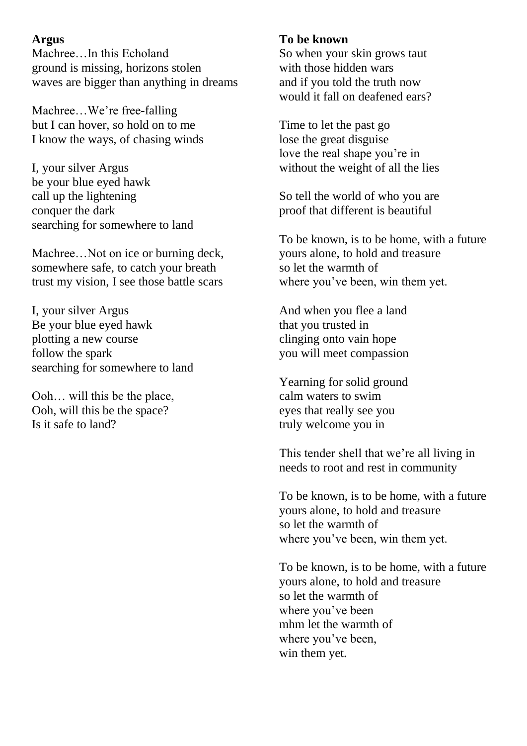**Argus**

Machree…In this Echoland  
ground is missing, horizons stolen  
waves are bigger than anything in dreams

Machree…We're free-falling  
but I can hover, so hold on to me  
I know the ways, of chasing winds

I, your silver Argus  
be your blue eyed hawk  
call up the lightening  
conquer the dark  
searching for somewhere to land

Machree…Not on ice or burning deck,  
somewhere safe, to catch your breath  
trust my vision, I see those battle scars

I, your silver Argus  
Be your blue eyed hawk  
plotting a new course  
follow the spark  
searching for somewhere to land

Ooh… will this be the place,  
Ooh, will this be the space?  
Is it safe to land?

**To be known**

So when your skin grows taut  
with those hidden wars  
and if you told the truth now  
would it fall on deafened ears?

Time to let the past go  
lose the great disguise  
love the real shape you're in  
without the weight of all the lies

So tell the world of who you are  
proof that different is beautiful

To be known, is to be home, with a future  
yours alone, to hold and treasure  
so let the warmth of  
where you've been, win them yet.

And when you flee a land  
that you trusted in  
clinging onto vain hope  
you will meet compassion

Yearning for solid ground  
calm waters to swim  
eyes that really see you  
truly welcome you in

This tender shell that we're all living in  
needs to root and rest in community

To be known, is to be home, with a future  
yours alone, to hold and treasure  
so let the warmth of  
where you've been, win them yet.

To be known, is to be home, with a future  
yours alone, to hold and treasure  
so let the warmth of  
where you've been  
mhm let the warmth of  
where you've been,  
win them yet.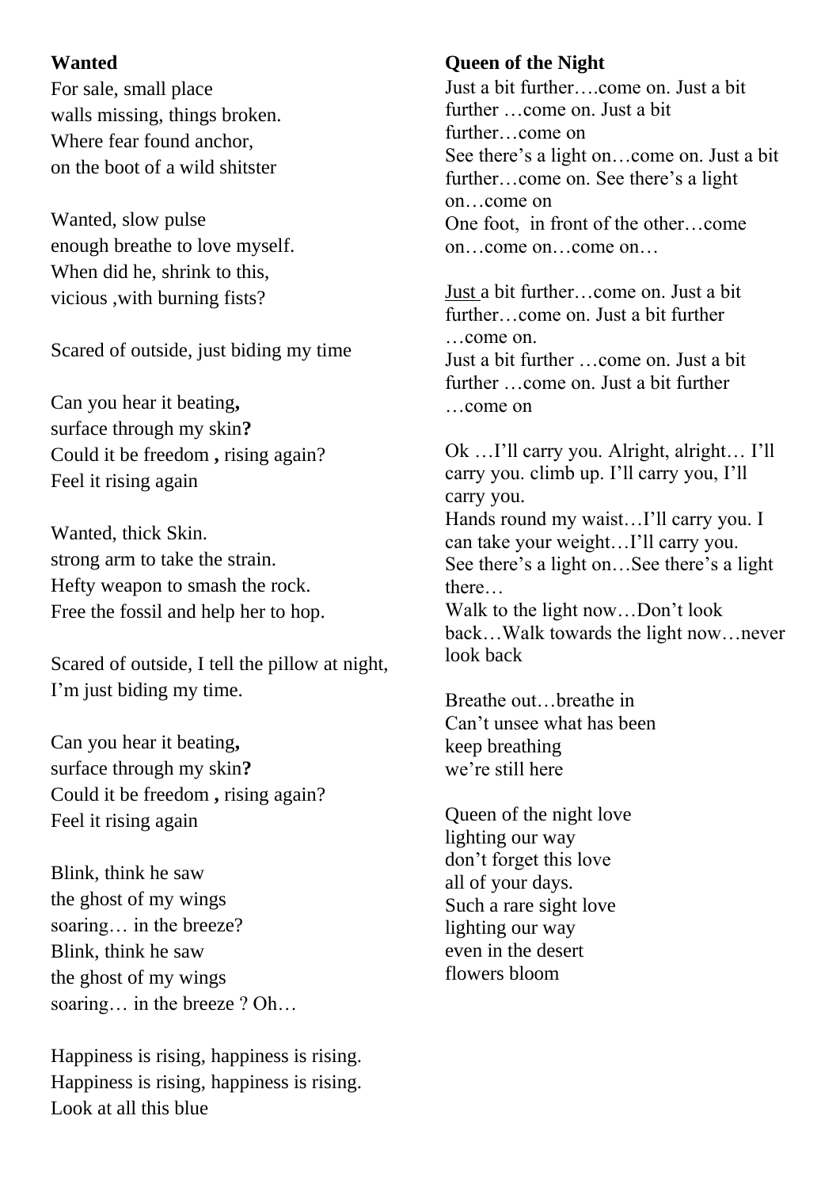**Wanted**

For sale, small place
walls missing, things broken.
Where fear found anchor,
on the boot of a wild shitster

Wanted, slow pulse
enough breathe to love myself.
When did he, shrink to this,
vicious ,with burning fists?

Scared of outside, just biding my time

Can you hear it beating**,**
surface through my skin**?**
Could it be freedom **,** rising again?
Feel it rising again

Wanted, thick Skin.
strong arm to take the strain.
Hefty weapon to smash the rock.
Free the fossil and help her to hop.

Scared of outside, I tell the pillow at night,
I'm just biding my time.

Can you hear it beating**,**
surface through my skin**?**
Could it be freedom **,** rising again?
Feel it rising again

Blink, think he saw
the ghost of my wings
soaring… in the breeze?
Blink, think he saw
the ghost of my wings
soaring… in the breeze ? Oh…

Happiness is rising, happiness is rising.
Happiness is rising, happiness is rising.
Look at all this blue

**Queen of the Night**

Just a bit further….come on. Just a bit further …come on. Just a bit further…come on
See there's a light on…come on. Just a bit further…come on. See there's a light on…come on
One foot, in front of the other…come on…come on…come on…

Just a bit further…come on. Just a bit further…come on. Just a bit further …come on.
Just a bit further …come on. Just a bit further …come on. Just a bit further …come on

Ok …I'll carry you. Alright, alright… I'll carry you. climb up. I'll carry you, I'll carry you.
Hands round my waist…I'll carry you. I can take your weight…I'll carry you.
See there's a light on…See there's a light there…
Walk to the light now…Don't look back…Walk towards the light now…never look back

Breathe out…breathe in
Can't unsee what has been
keep breathing
we're still here

Queen of the night love
lighting our way
don't forget this love
all of your days.
Such a rare sight love
lighting our way
even in the desert
flowers bloom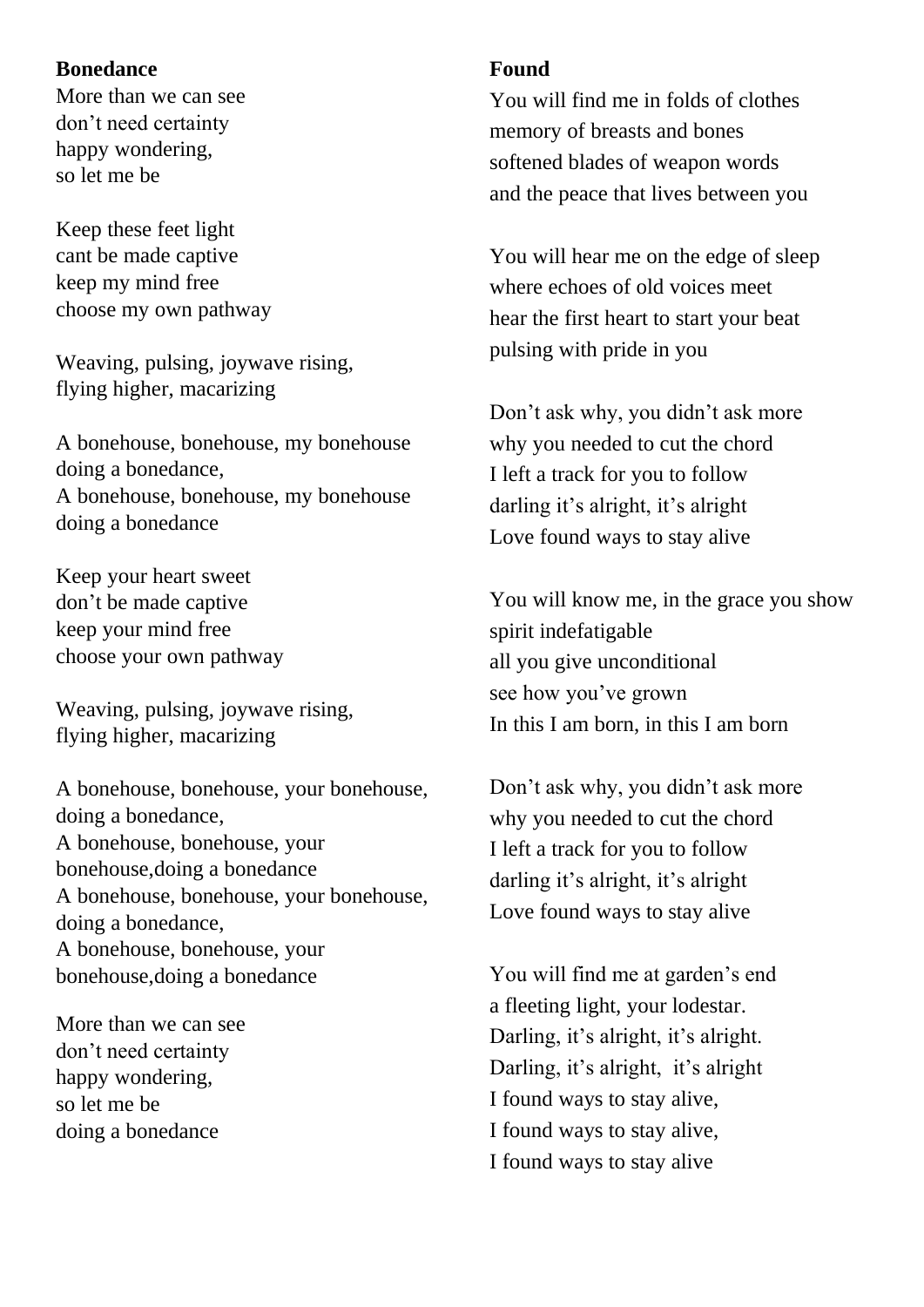**Bonedance**

More than we can see
don't need certainty
happy wondering,
so let me be

Keep these feet light
cant be made captive
keep my mind free
choose my own pathway

Weaving, pulsing, joywave rising,
flying higher, macarizing

A bonehouse, bonehouse, my bonehouse
doing a bonedance,
A bonehouse, bonehouse, my bonehouse
doing a bonedance

Keep your heart sweet
don't be made captive
keep your mind free
choose your own pathway

Weaving, pulsing, joywave rising,
flying higher, macarizing

A bonehouse, bonehouse, your bonehouse,
doing a bonedance,
A bonehouse, bonehouse, your
bonehouse,doing a bonedance
A bonehouse, bonehouse, your bonehouse,
doing a bonedance,
A bonehouse, bonehouse, your
bonehouse,doing a bonedance

More than we can see
don't need certainty
happy wondering,
so let me be
doing a bonedance

**Found**

You will find me in folds of clothes
memory of breasts and bones
softened blades of weapon words
and the peace that lives between you

You will hear me on the edge of sleep
where echoes of old voices meet
hear the first heart to start your beat
pulsing with pride in you

Don't ask why, you didn't ask more
why you needed to cut the chord
I left a track for you to follow
darling it's alright, it's alright
Love found ways to stay alive

You will know me, in the grace you show
spirit indefatigable
all you give unconditional
see how you've grown
In this I am born, in this I am born

Don't ask why, you didn't ask more
why you needed to cut the chord
I left a track for you to follow
darling it's alright, it's alright
Love found ways to stay alive

You will find me at garden's end
a fleeting light, your lodestar.
Darling, it's alright, it's alright.
Darling, it's alright, it's alright
I found ways to stay alive,
I found ways to stay alive,
I found ways to stay alive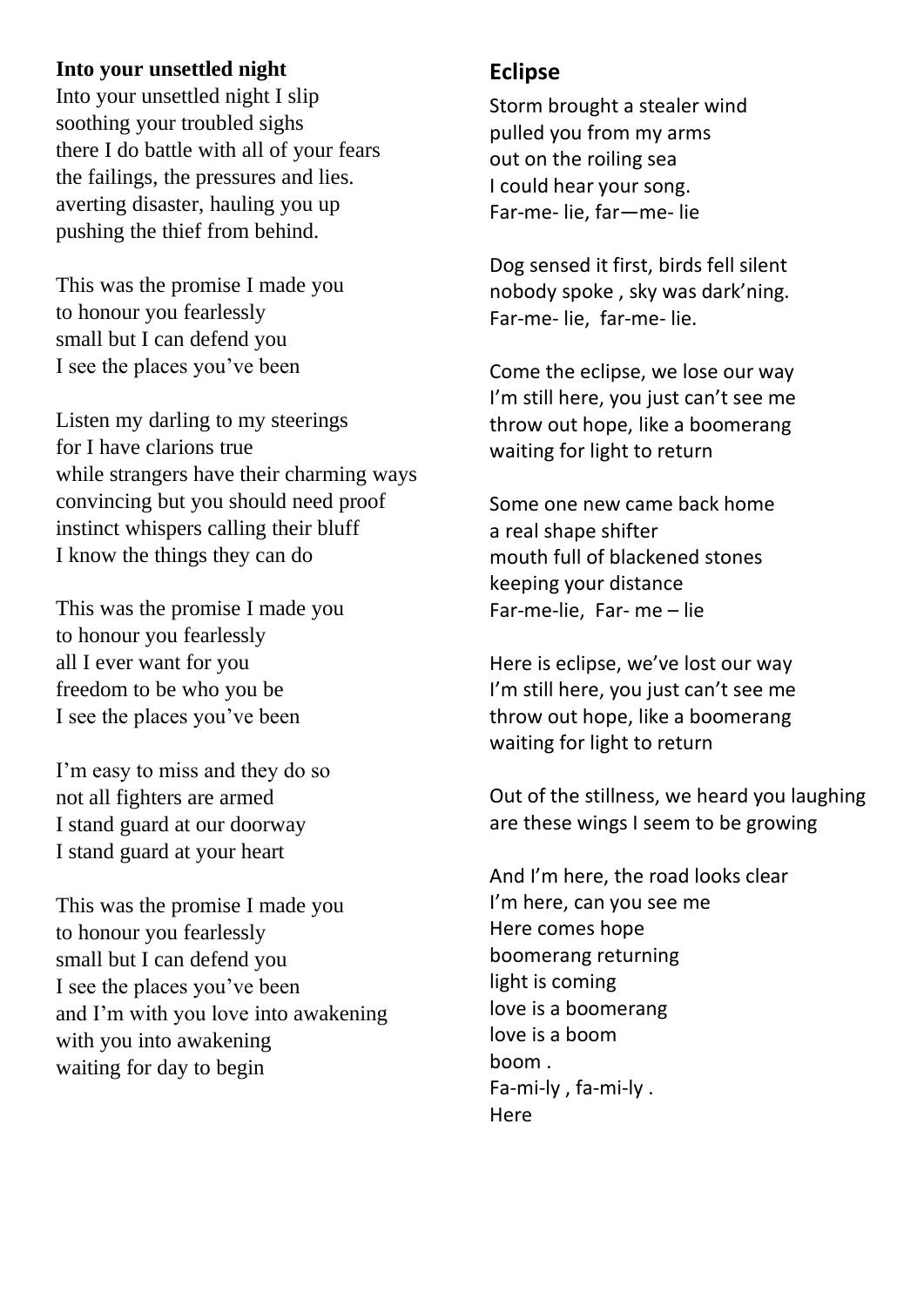**Into your unsettled night**

Into your unsettled night I slip
soothing your troubled sighs
there I do battle with all of your fears
the failings, the pressures and lies.
averting disaster, hauling you up
pushing the thief from behind.

This was the promise I made you
to honour you fearlessly
small but I can defend you
I see the places you've been

Listen my darling to my steerings
for I have clarions true
while strangers have their charming ways
convincing but you should need proof
instinct whispers calling their bluff
I know the things they can do

This was the promise I made you
to honour you fearlessly
all I ever want for you
freedom to be who you be
I see the places you've been

I'm easy to miss and they do so
not all fighters are armed
I stand guard at our doorway
I stand guard at your heart

This was the promise I made you
to honour you fearlessly
small but I can defend you
I see the places you've been
and I'm with you love into awakening
with you into awakening
waiting for day to begin

## Eclipse

Storm brought a stealer wind
pulled you from my arms
out on the roiling sea
I could hear your song.
Far-me- lie, far—me- lie

Dog sensed it first, birds fell silent
nobody spoke , sky was dark'ning.
Far-me- lie, far-me- lie.

Come the eclipse, we lose our way
I'm still here, you just can't see me
throw out hope, like a boomerang
waiting for light to return

Some one new came back home
a real shape shifter
mouth full of blackened stones
keeping your distance
Far-me-lie, Far- me – lie

Here is eclipse, we've lost our way
I'm still here, you just can't see me
throw out hope, like a boomerang
waiting for light to return

Out of the stillness, we heard you laughing
are these wings I seem to be growing

And I'm here, the road looks clear
I'm here, can you see me
Here comes hope
boomerang returning
light is coming
love is a boomerang
love is a boom
boom .
Fa-mi-ly , fa-mi-ly .
Here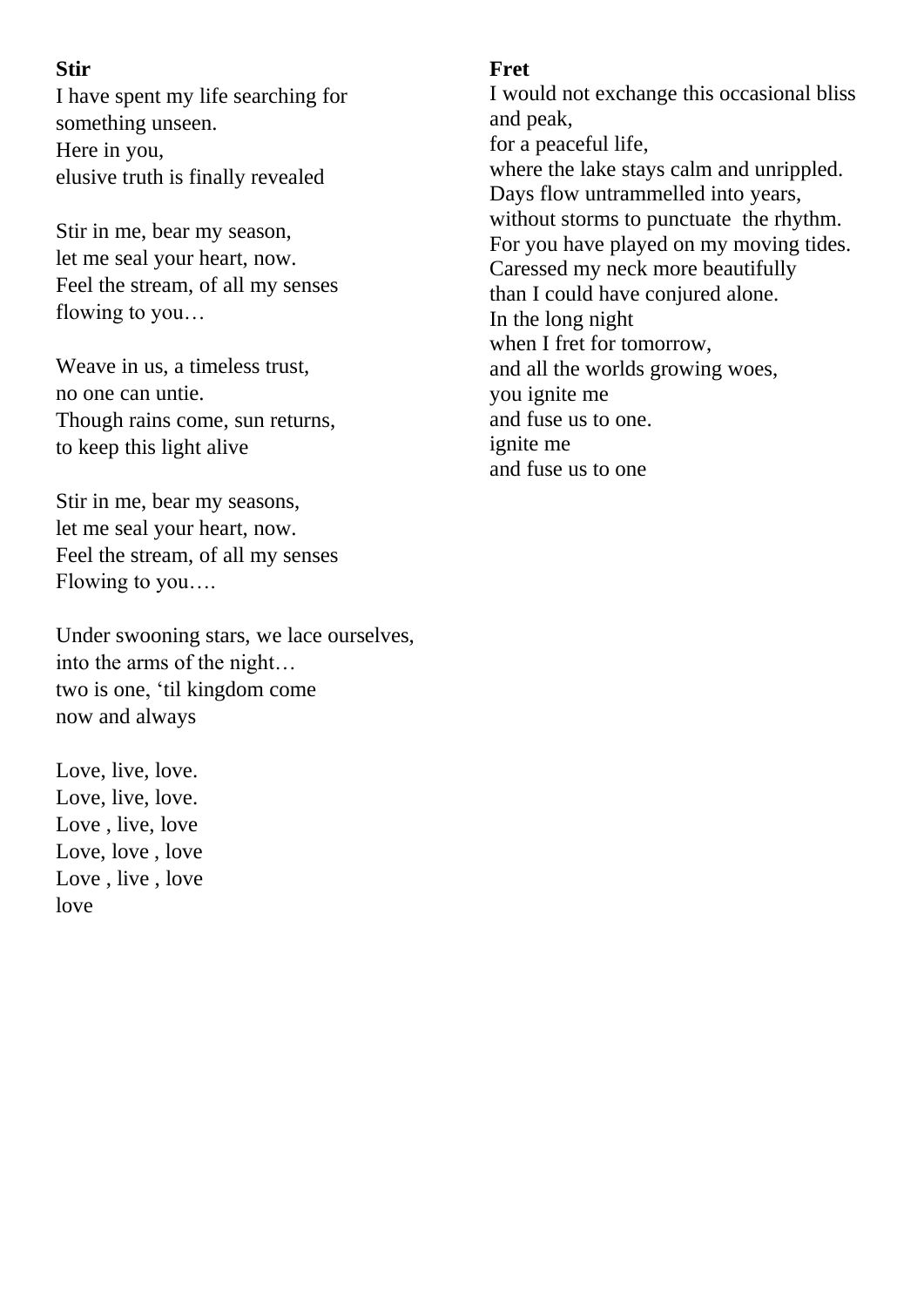**Stir**

I have spent my life searching for
something unseen.
Here in you,
elusive truth is finally revealed

Stir in me, bear my season,
let me seal your heart, now.
Feel the stream, of all my senses
flowing to you…

Weave in us, a timeless trust,
no one can untie.
Though rains come, sun returns,
to keep this light alive

Stir in me, bear my seasons,
let me seal your heart, now.
Feel the stream, of all my senses
Flowing to you….

Under swooning stars, we lace ourselves,
into the arms of the night…
two is one, 'til kingdom come
now and always

Love, live, love.
Love, live, love.
Love , live, love
Love, love , love
Love , live , love
love

**Fret**

I would not exchange this occasional bliss
and peak,
for a peaceful life,
where the lake stays calm and unrippled.
Days flow untrammelled into years,
without storms to punctuate the rhythm.
For you have played on my moving tides.
Caressed my neck more beautifully
than I could have conjured alone.
In the long night
when I fret for tomorrow,
and all the worlds growing woes,
you ignite me
and fuse us to one.
ignite me
and fuse us to one